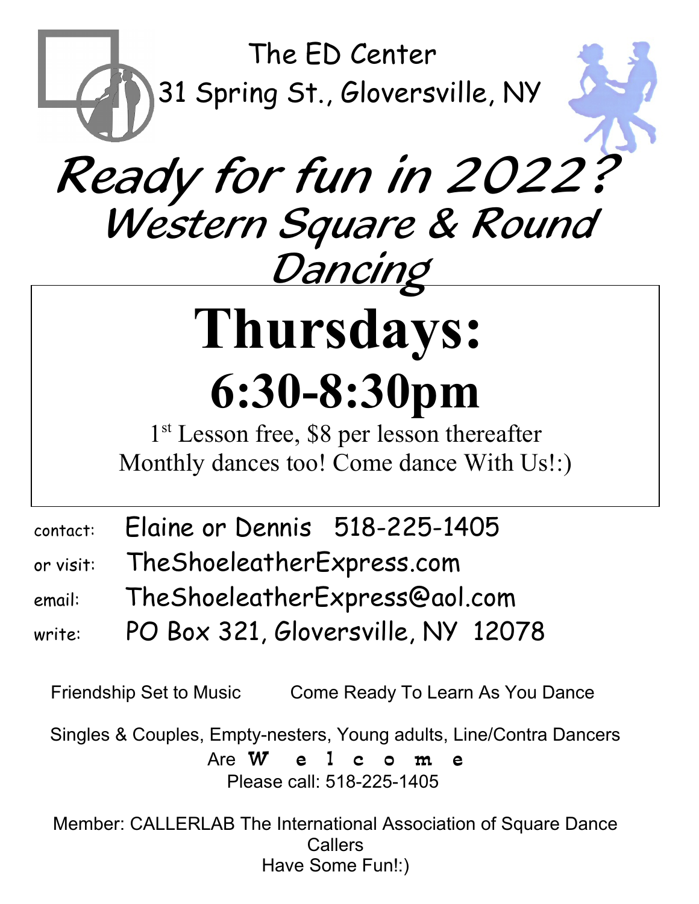The ED Center

31 Spring St., Gloversville, NY

# *Ready for fun in 2022?*

## *Western Square & Round Dancing*

# Thursdays:

# 6:30-8:30pm

1st Lesson free, $8 per lesson thereafter

Monthly dances too! Come dance With Us!:)

contact: Elaine or Dennis 518-225-1405

or visit: TheShoeleatherExpress.com

email: TheShoeleatherExpress@aol.com

write: PO Box 321, Gloversville, NY 12078

Friendship Set to Music    Come Ready To Learn As You Dance

Singles & Couples, Empty-nesters, Young adults, Line/Contra Dancers

Are **W e l c o m e**

Please call: 518-225-1405

Member: CALLERLAB The International Association of Square Dance Callers

Have Some Fun!:)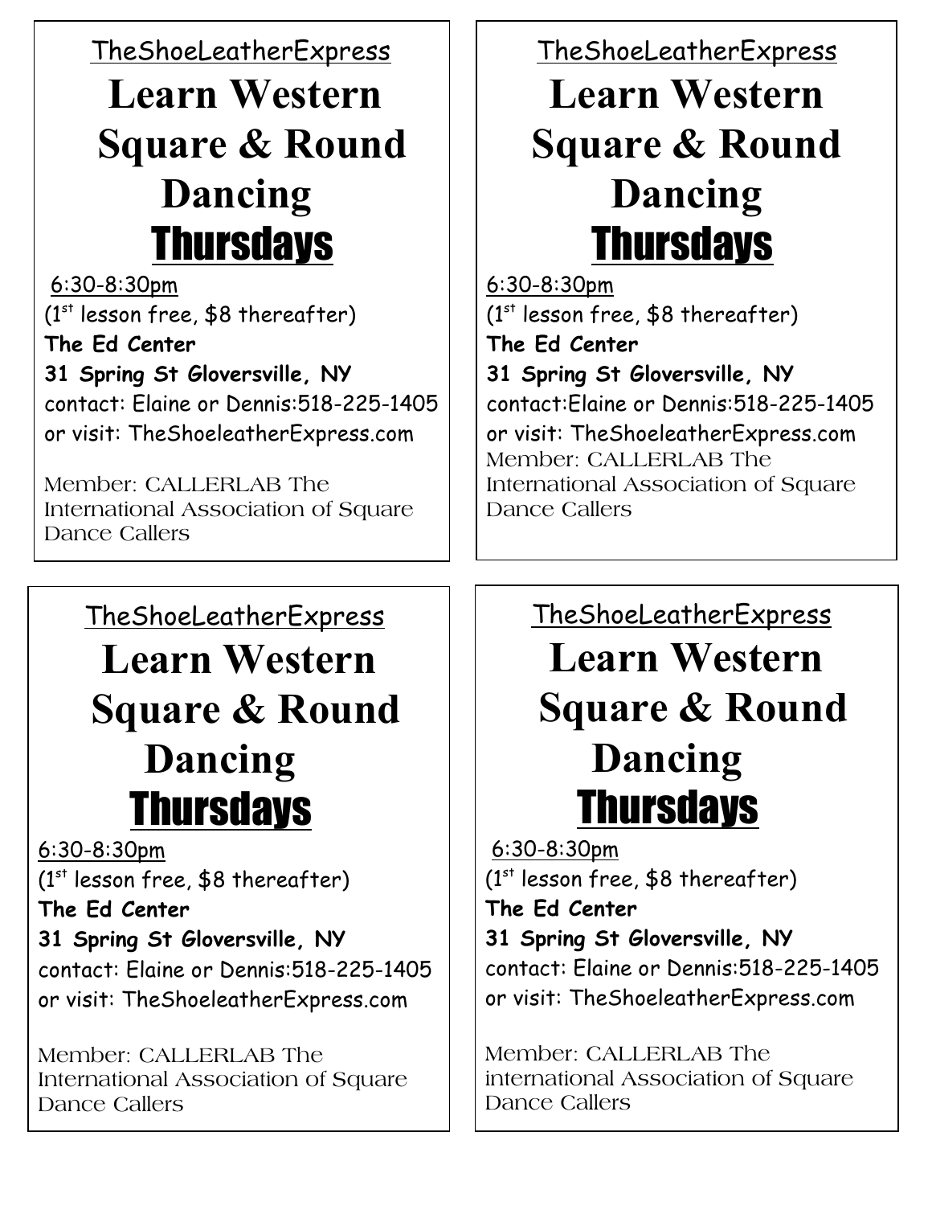TheShoeLeatherExpress

# Learn Western Square & Round Dancing

## Thursdays

6:30-8:30pm

(1st lesson free, $8 thereafter)

**The Ed Center**

**31 Spring St Gloversville, NY**

contact: Elaine or Dennis:518-225-1405

or visit: TheShoeleatherExpress.com

Member: CALLERLAB The International Association of Square Dance Callers

---

TheShoeLeatherExpress

# Learn Western Square & Round Dancing

## Thursdays

6:30-8:30pm

(1st lesson free, $8 thereafter)

**The Ed Center**

**31 Spring St Gloversville, NY**

contact:Elaine or Dennis:518-225-1405

or visit: TheShoeleatherExpress.com

Member: CALLERLAB The International Association of Square Dance Callers

---

TheShoeLeatherExpress

# Learn Western Square & Round Dancing

## Thursdays

6:30-8:30pm

(1st lesson free, $8 thereafter)

**The Ed Center**

**31 Spring St Gloversville, NY**

contact: Elaine or Dennis:518-225-1405

or visit: TheShoeleatherExpress.com

Member: CALLERLAB The International Association of Square Dance Callers

---

TheShoeLeatherExpress

# Learn Western Square & Round Dancing

## Thursdays

6:30-8:30pm

(1st lesson free, $8 thereafter)

**The Ed Center**

**31 Spring St Gloversville, NY**

contact: Elaine or Dennis:518-225-1405

or visit: TheShoeleatherExpress.com

Member: CALLERLAB The international Association of Square Dance Callers